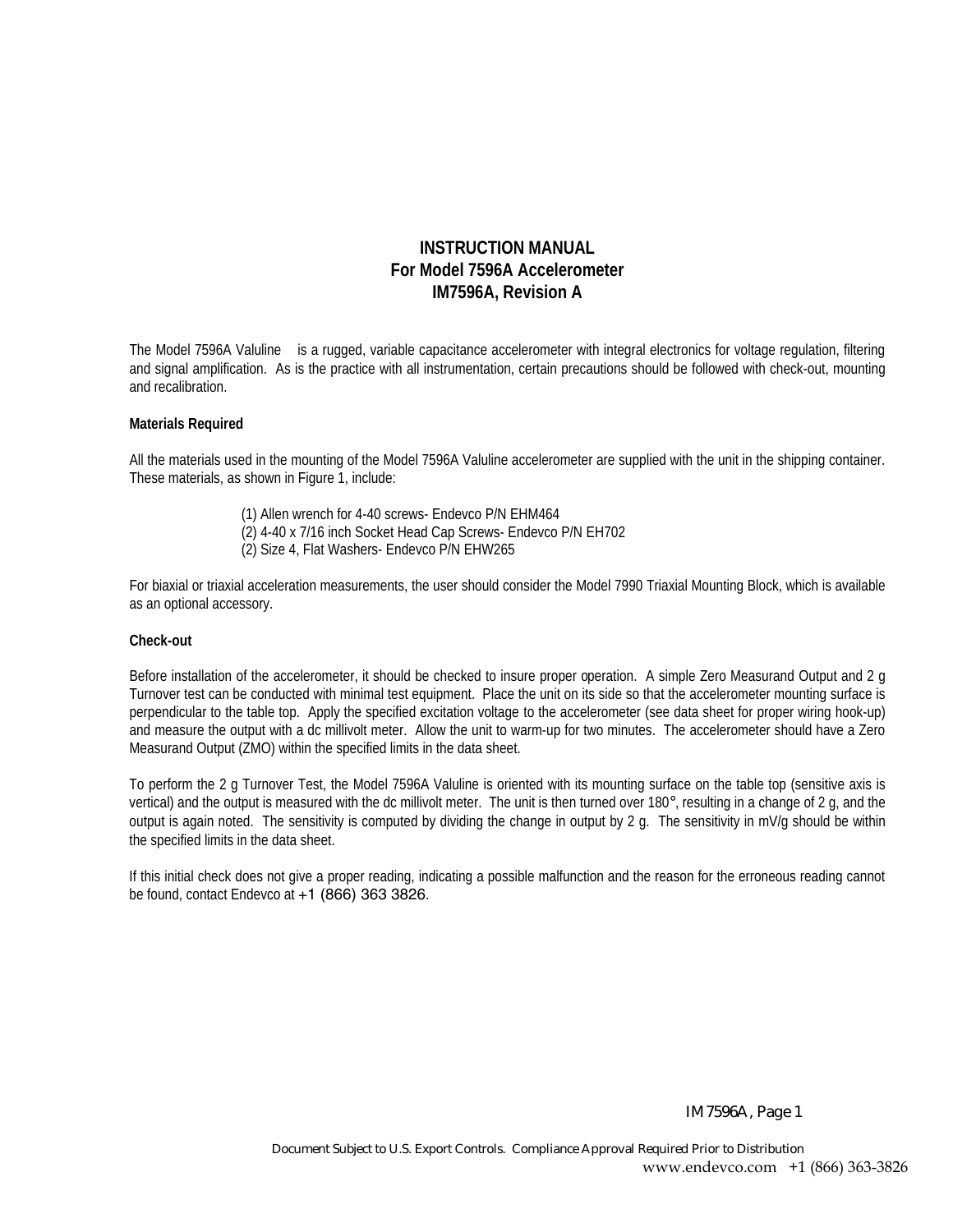# INSTRUCTION MANUAL
# For Model 7596A Accelerometer
# IM7596A, Revision A

The Model 7596A Valuline is a rugged, variable capacitance accelerometer with integral electronics for voltage regulation, filtering and signal amplification. As is the practice with all instrumentation, certain precautions should be followed with check-out, mounting and recalibration.

**Materials Required**

All the materials used in the mounting of the Model 7596A Valuline accelerometer are supplied with the unit in the shipping container. These materials, as shown in Figure 1, include:

(1) Allen wrench for 4-40 screws- Endevco P/N EHM464
(2) 4-40 x 7/16 inch Socket Head Cap Screws- Endevco P/N EH702
(2) Size 4, Flat Washers- Endevco P/N EHW265

For biaxial or triaxial acceleration measurements, the user should consider the Model 7990 Triaxial Mounting Block, which is available as an optional accessory.

**Check-out**

Before installation of the accelerometer, it should be checked to insure proper operation. A simple Zero Measurand Output and 2 g Turnover test can be conducted with minimal test equipment. Place the unit on its side so that the accelerometer mounting surface is perpendicular to the table top. Apply the specified excitation voltage to the accelerometer (see data sheet for proper wiring hook-up) and measure the output with a dc millivolt meter. Allow the unit to warm-up for two minutes. The accelerometer should have a Zero Measurand Output (ZMO) within the specified limits in the data sheet.

To perform the 2 g Turnover Test, the Model 7596A Valuline is oriented with its mounting surface on the table top (sensitive axis is vertical) and the output is measured with the dc millivolt meter. The unit is then turned over 180°, resulting in a change of 2 g, and the output is again noted. The sensitivity is computed by dividing the change in output by 2 g. The sensitivity in mV/g should be within the specified limits in the data sheet.

If this initial check does not give a proper reading, indicating a possible malfunction and the reason for the erroneous reading cannot be found, contact Endevco at +1 (866) 363 3826.

Document Subject to U.S. Export Controls. Compliance Approval Required Prior to Distribution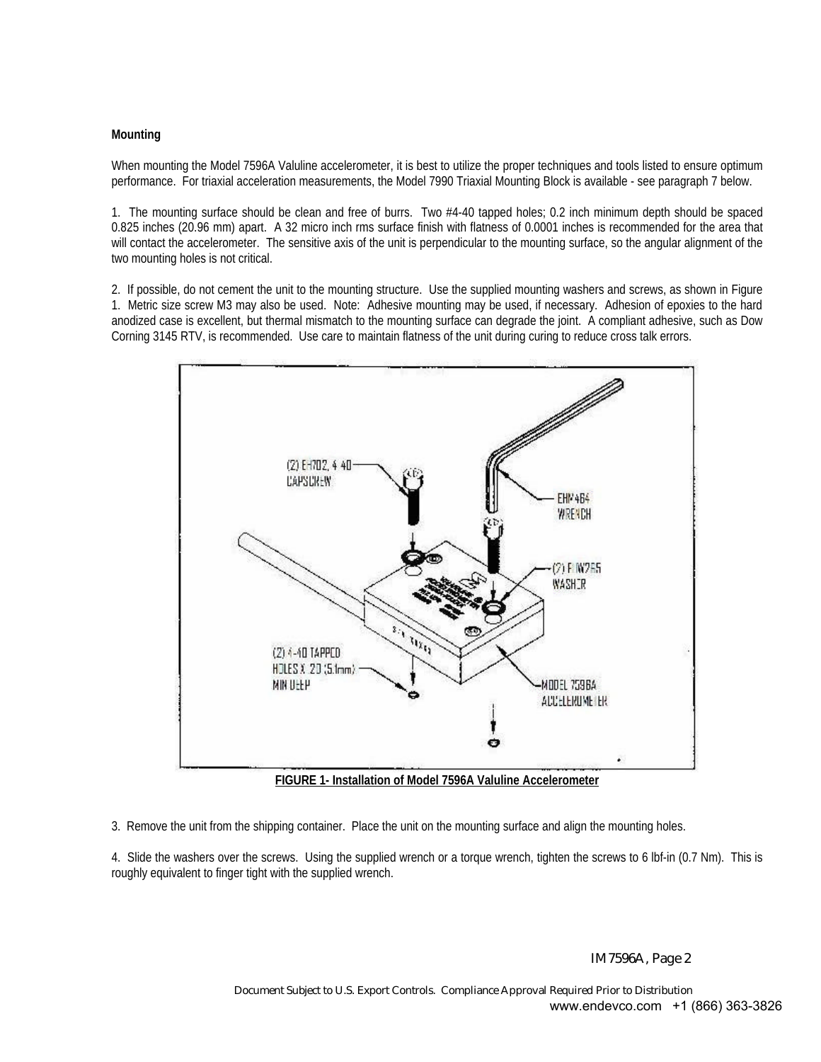**Mounting**

When mounting the Model 7596A Valuline accelerometer, it is best to utilize the proper techniques and tools listed to ensure optimum performance. For triaxial acceleration measurements, the Model 7990 Triaxial Mounting Block is available - see paragraph 7 below.

1. The mounting surface should be clean and free of burrs. Two #4-40 tapped holes; 0.2 inch minimum depth should be spaced 0.825 inches (20.96 mm) apart. A 32 micro inch rms surface finish with flatness of 0.0001 inches is recommended for the area that will contact the accelerometer. The sensitive axis of the unit is perpendicular to the mounting surface, so the angular alignment of the two mounting holes is not critical.

2. If possible, do not cement the unit to the mounting structure. Use the supplied mounting washers and screws, as shown in Figure 1. Metric size screw M3 may also be used. Note: Adhesive mounting may be used, if necessary. Adhesion of epoxies to the hard anodized case is excellent, but thermal mismatch to the mounting surface can degrade the joint. A compliant adhesive, such as Dow Corning 3145 RTV, is recommended. Use care to maintain flatness of the unit during curing to reduce cross talk errors.

**FIGURE 1- Installation of Model 7596A Valuline Accelerometer**

3. Remove the unit from the shipping container. Place the unit on the mounting surface and align the mounting holes.

4. Slide the washers over the screws. Using the supplied wrench or a torque wrench, tighten the screws to 6 lbf-in (0.7 Nm). This is roughly equivalent to finger tight with the supplied wrench.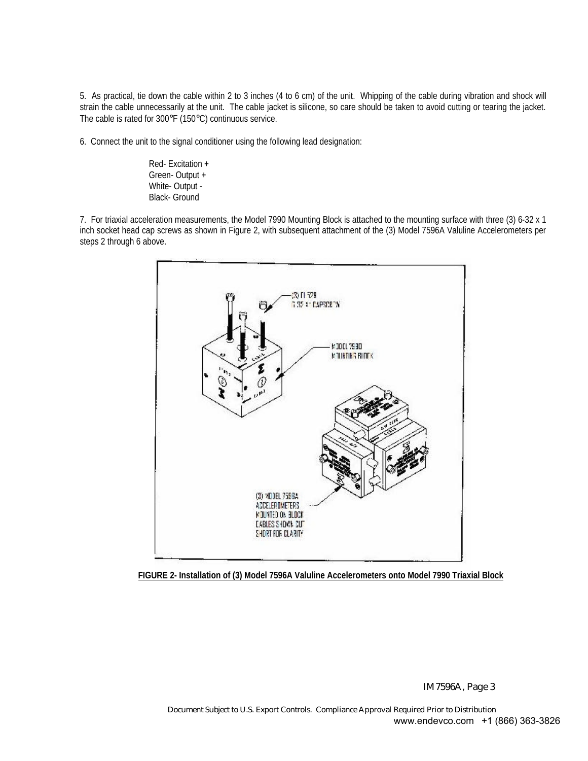5. As practical, tie down the cable within 2 to 3 inches (4 to 6 cm) of the unit. Whipping of the cable during vibration and shock will strain the cable unnecessarily at the unit. The cable jacket is silicone, so care should be taken to avoid cutting or tearing the jacket. The cable is rated for 300°F (150°C) continuous service.

6. Connect the unit to the signal conditioner using the following lead designation:

Red- Excitation +
Green- Output +
White- Output -
Black- Ground

7. For triaxial acceleration measurements, the Model 7990 Mounting Block is attached to the mounting surface with three (3) 6-32 x 1 inch socket head cap screws as shown in Figure 2, with subsequent attachment of the (3) Model 7596A Valuline Accelerometers per steps 2 through 6 above.

**FIGURE 2- Installation of (3) Model 7596A Valuline Accelerometers onto Model 7990 Triaxial Block**

Document Subject to U.S. Export Controls. Compliance Approval Required Prior to Distribution
www.endevco.com +1 (866) 363-3826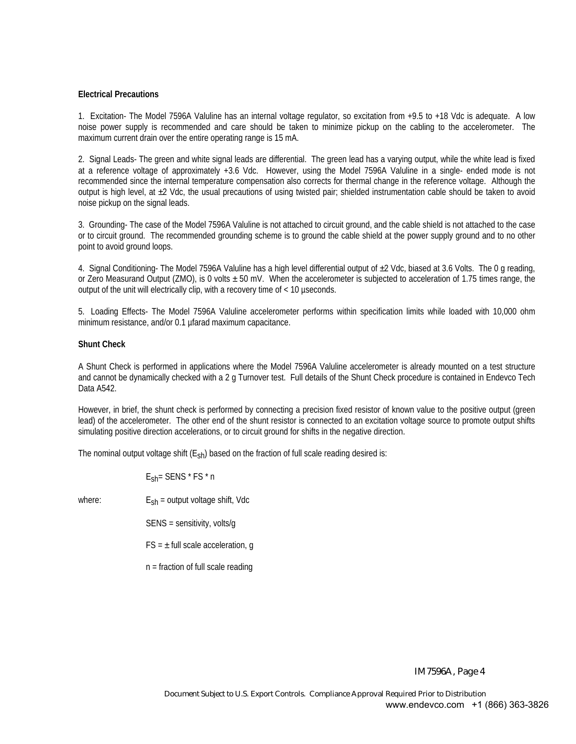**Electrical Precautions**

1. Excitation- The Model 7596A Valuline has an internal voltage regulator, so excitation from +9.5 to +18 Vdc is adequate. A low noise power supply is recommended and care should be taken to minimize pickup on the cabling to the accelerometer. The maximum current drain over the entire operating range is 15 mA.

2. Signal Leads- The green and white signal leads are differential. The green lead has a varying output, while the white lead is fixed at a reference voltage of approximately +3.6 Vdc. However, using the Model 7596A Valuline in a single- ended mode is not recommended since the internal temperature compensation also corrects for thermal change in the reference voltage. Although the output is high level, at ±2 Vdc, the usual precautions of using twisted pair; shielded instrumentation cable should be taken to avoid noise pickup on the signal leads.

3. Grounding- The case of the Model 7596A Valuline is not attached to circuit ground, and the cable shield is not attached to the case or to circuit ground. The recommended grounding scheme is to ground the cable shield at the power supply ground and to no other point to avoid ground loops.

4. Signal Conditioning- The Model 7596A Valuline has a high level differential output of ±2 Vdc, biased at 3.6 Volts. The 0 g reading, or Zero Measurand Output (ZMO), is 0 volts ± 50 mV. When the accelerometer is subjected to acceleration of 1.75 times range, the output of the unit will electrically clip, with a recovery time of < 10 µseconds.

5. Loading Effects- The Model 7596A Valuline accelerometer performs within specification limits while loaded with 10,000 ohm minimum resistance, and/or 0.1 µfarad maximum capacitance.

**Shunt Check**

A Shunt Check is performed in applications where the Model 7596A Valuline accelerometer is already mounted on a test structure and cannot be dynamically checked with a 2 g Turnover test. Full details of the Shunt Check procedure is contained in Endevco Tech Data A542.

However, in brief, the shunt check is performed by connecting a precision fixed resistor of known value to the positive output (green lead) of the accelerometer. The other end of the shunt resistor is connected to an excitation voltage source to promote output shifts simulating positive direction accelerations, or to circuit ground for shifts in the negative direction.

The nominal output voltage shift ($E_{sh}$) based on the fraction of full scale reading desired is:

$$E_{sh} = SENS * FS * n$$

where:

$E_{sh}$ = output voltage shift, Vdc

SENS = sensitivity, volts/g

FS = ± full scale acceleration, g

n = fraction of full scale reading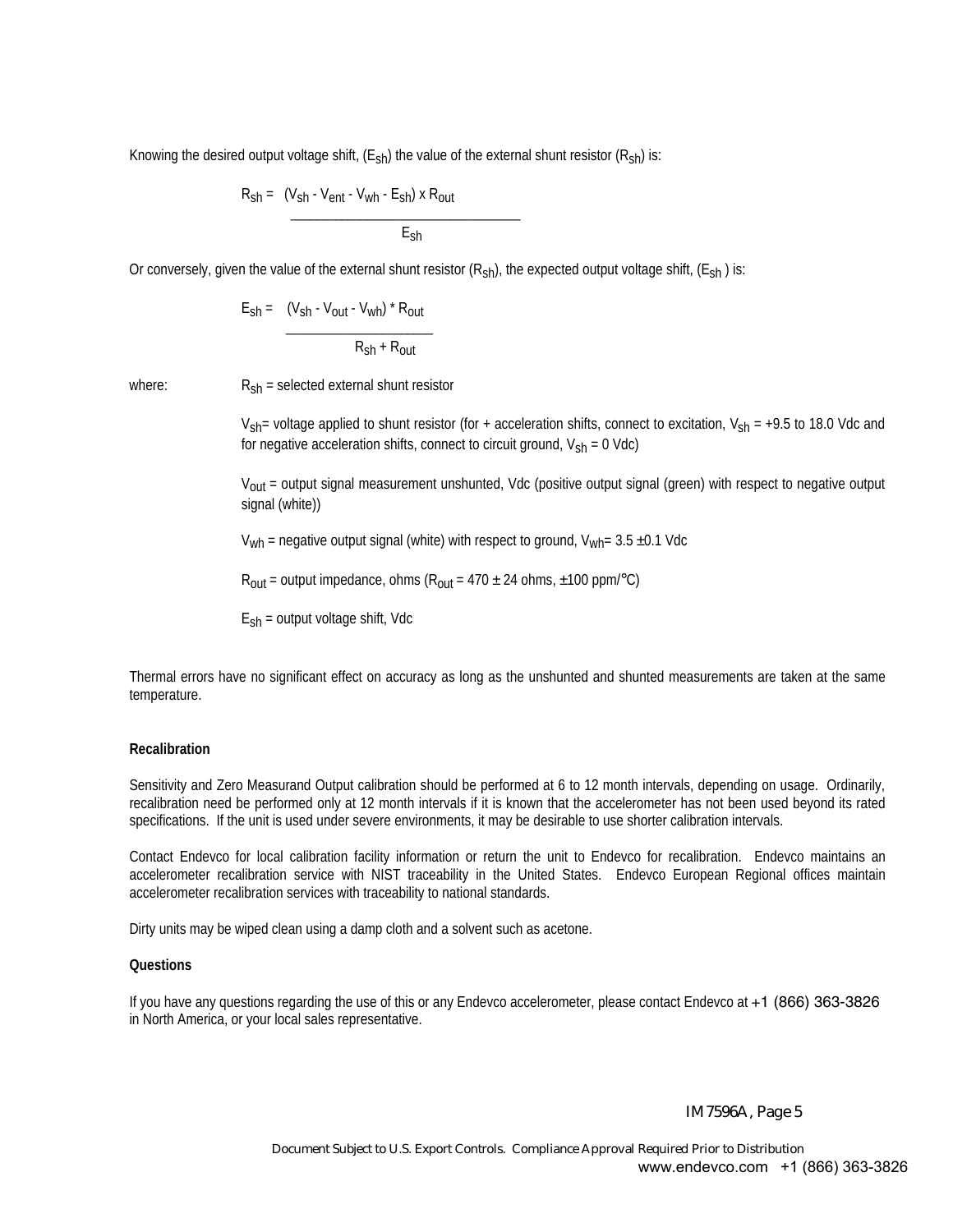Knowing the desired output voltage shift, ($E_{sh}$) the value of the external shunt resistor ($R_{sh}$) is:

$$R_{sh} = \frac{(V_{sh} - V_{ent} - V_{wh} - E_{sh}) \times R_{out}}{E_{sh}}$$

Or conversely, given the value of the external shunt resistor ($R_{sh}$), the expected output voltage shift, ($E_{sh}$ ) is:

$$E_{sh} = \frac{(V_{sh} - V_{out} - V_{wh}) * R_{out}}{R_{sh} + R_{out}}$$

where:

$R_{sh}$ = selected external shunt resistor

$V_{sh}$= voltage applied to shunt resistor (for + acceleration shifts, connect to excitation, $V_{sh}$ = +9.5 to 18.0 Vdc and for negative acceleration shifts, connect to circuit ground, $V_{sh}$ = 0 Vdc)

$V_{out}$ = output signal measurement unshunted, Vdc (positive output signal (green) with respect to negative output signal (white))

$V_{wh}$ = negative output signal (white) with respect to ground, $V_{wh}$= 3.5 ±0.1 Vdc

$R_{out}$ = output impedance, ohms ($R_{out}$ = 470 ± 24 ohms, ±100 ppm/°C)

$E_{sh}$ = output voltage shift, Vdc

Thermal errors have no significant effect on accuracy as long as the unshunted and shunted measurements are taken at the same temperature.

**Recalibration**

Sensitivity and Zero Measurand Output calibration should be performed at 6 to 12 month intervals, depending on usage. Ordinarily, recalibration need be performed only at 12 month intervals if it is known that the accelerometer has not been used beyond its rated specifications. If the unit is used under severe environments, it may be desirable to use shorter calibration intervals.

Contact Endevco for local calibration facility information or return the unit to Endevco for recalibration. Endevco maintains an accelerometer recalibration service with NIST traceability in the United States. Endevco European Regional offices maintain accelerometer recalibration services with traceability to national standards.

Dirty units may be wiped clean using a damp cloth and a solvent such as acetone.

**Questions**

If you have any questions regarding the use of this or any Endevco accelerometer, please contact Endevco at +1 (866) 363-3826 in North America, or your local sales representative.

Document Subject to U.S. Export Controls. Compliance Approval Required Prior to Distribution